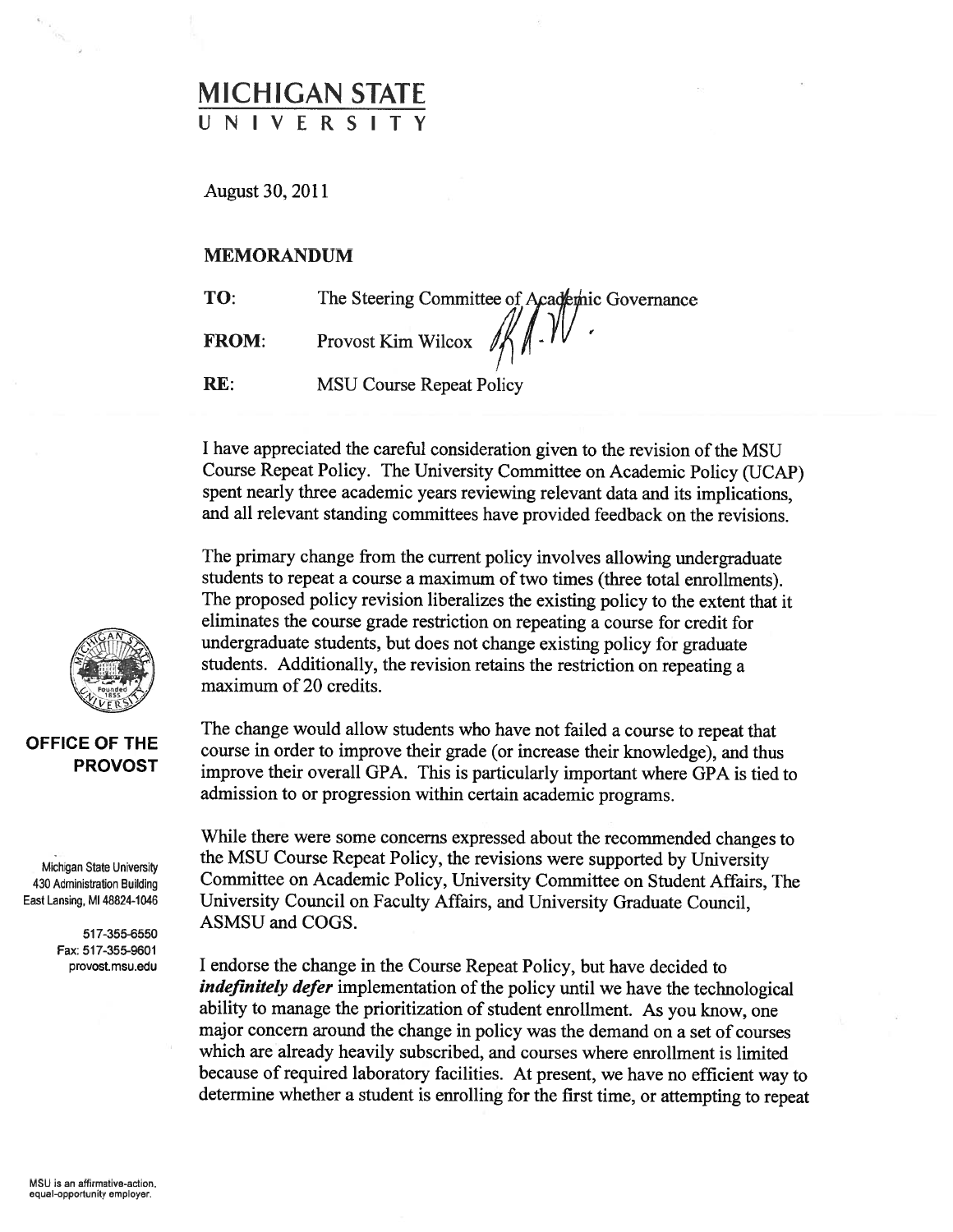# MICHIGAN STATE UNIVERSITY

**OFFICE OF THE PROVOST**

Michigan State University
430 Administration Building
East Lansing, MI 48824-1046

517-355-6550
Fax: 517-355-9601
provost.msu.edu

August 30, 2011

## MEMORANDUM

**TO:** The Steering Committee of Academic Governance

**FROM:** Provost Kim Wilcox

**RE:** MSU Course Repeat Policy

I have appreciated the careful consideration given to the revision of the MSU Course Repeat Policy. The University Committee on Academic Policy (UCAP) spent nearly three academic years reviewing relevant data and its implications, and all relevant standing committees have provided feedback on the revisions.

The primary change from the current policy involves allowing undergraduate students to repeat a course a maximum of two times (three total enrollments). The proposed policy revision liberalizes the existing policy to the extent that it eliminates the course grade restriction on repeating a course for credit for undergraduate students, but does not change existing policy for graduate students. Additionally, the revision retains the restriction on repeating a maximum of 20 credits.

The change would allow students who have not failed a course to repeat that course in order to improve their grade (or increase their knowledge), and thus improve their overall GPA. This is particularly important where GPA is tied to admission to or progression within certain academic programs.

While there were some concerns expressed about the recommended changes to the MSU Course Repeat Policy, the revisions were supported by University Committee on Academic Policy, University Committee on Student Affairs, The University Council on Faculty Affairs, and University Graduate Council, ASMSU and COGS.

I endorse the change in the Course Repeat Policy, but have decided to ***indefinitely defer*** implementation of the policy until we have the technological ability to manage the prioritization of student enrollment. As you know, one major concern around the change in policy was the demand on a set of courses which are already heavily subscribed, and courses where enrollment is limited because of required laboratory facilities. At present, we have no efficient way to determine whether a student is enrolling for the first time, or attempting to repeat

MSU is an affirmative-action, equal-opportunity employer.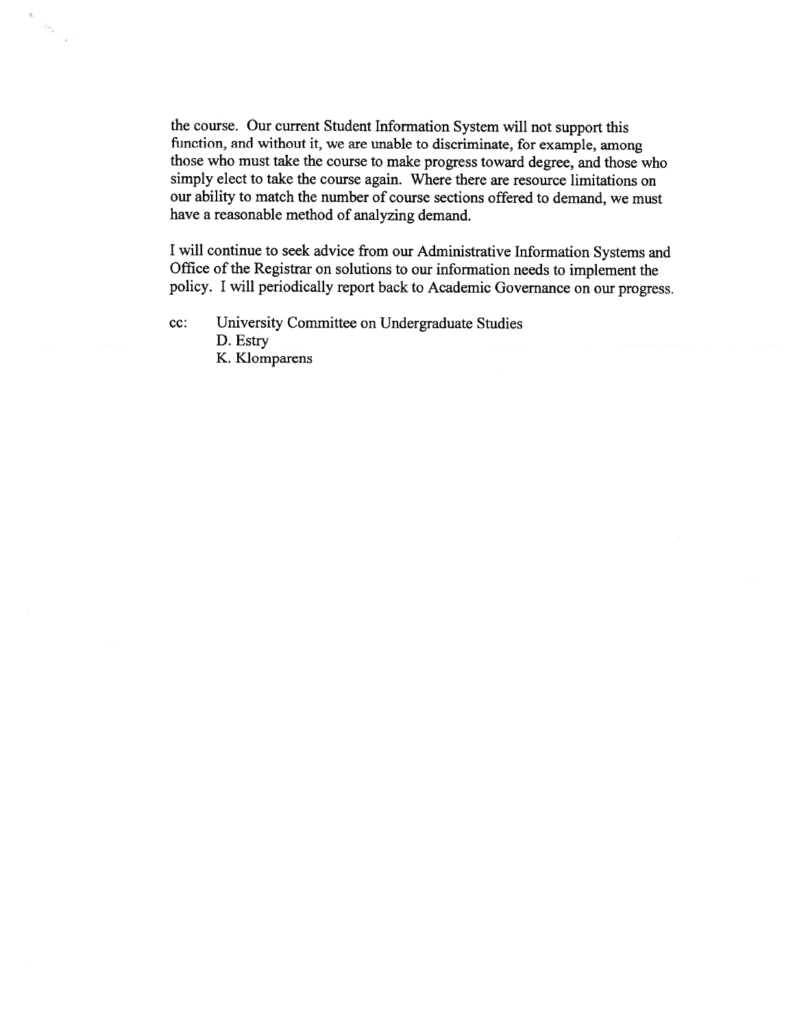the course. Our current Student Information System will not support this function, and without it, we are unable to discriminate, for example, among those who must take the course to make progress toward degree, and those who simply elect to take the course again. Where there are resource limitations on our ability to match the number of course sections offered to demand, we must have a reasonable method of analyzing demand.

I will continue to seek advice from our Administrative Information Systems and Office of the Registrar on solutions to our information needs to implement the policy. I will periodically report back to Academic Governance on our progress.

cc: University Committee on Undergraduate Studies
D. Estry
K. Klomparens